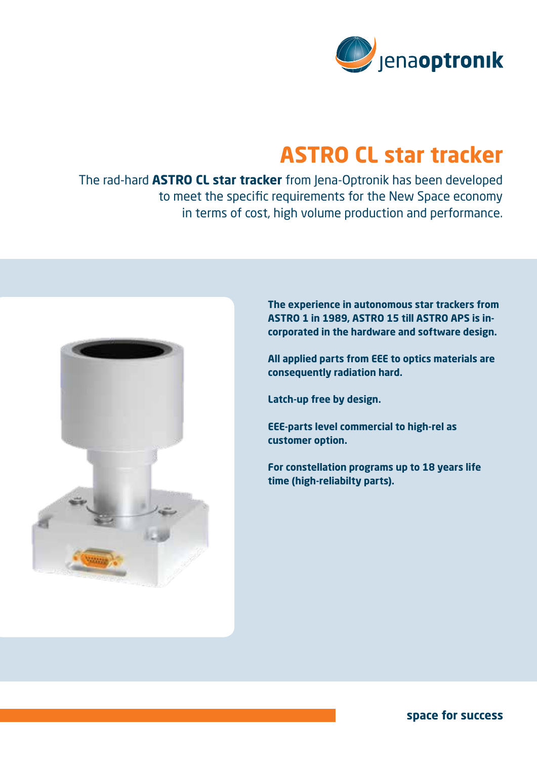# ASTRO CL star tracker

The rad-hard **ASTRO CL star tracker** from Jena-Optronik has been developed to meet the specific requirements for the New Space economy in terms of cost, high volume production and performance.

**The experience in autonomous star trackers from ASTRO 1 in 1989, ASTRO 15 till ASTRO APS is incorporated in the hardware and software design.**

**All applied parts from EEE to optics materials are consequently radiation hard.**

**Latch-up free by design.**

**EEE-parts level commercial to high-rel as customer option.**

**For constellation programs up to 18 years life time (high-reliabilty parts).**

**space for success**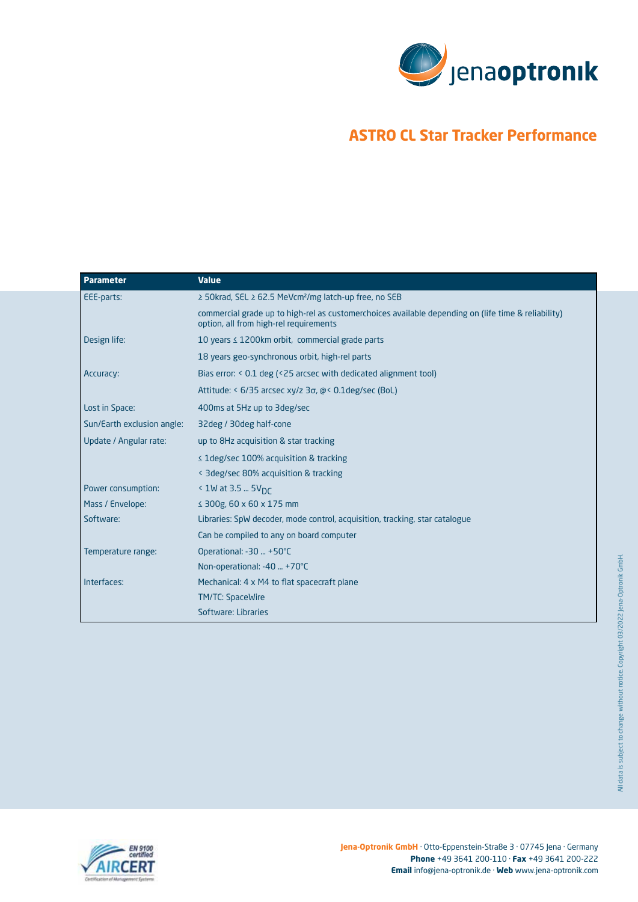# ASTRO CL Star Tracker Performance

| Parameter | Value |
|---|---|
| EEE-parts: | ≥ 50krad, SEL ≥ 62.5 MeVcm²/mg latch-up free, no SEB |
| | commercial grade up to high-rel as customerchoices available depending on (life time & reliability) option, all from high-rel requirements |
| Design life: | 10 years ≤ 1200km orbit, commercial grade parts |
| | 18 years geo-synchronous orbit, high-rel parts |
| Accuracy: | Bias error: < 0.1 deg (<25 arcsec with dedicated alignment tool) |
| | Attitude: < 6/35 arcsec xy/z 3σ, @< 0.1deg/sec (BoL) |
| Lost in Space: | 400ms at 5Hz up to 3deg/sec |
| Sun/Earth exclusion angle: | 32deg / 30deg half-cone |
| Update / Angular rate: | up to 8Hz acquisition & star tracking |
| | ≤ 1deg/sec 100% acquisition & tracking |
| | < 3deg/sec 80% acquisition & tracking |
| Power consumption: | < 1W at 3.5 ... $5V_{DC}$ |
| Mass / Envelope: | ≤ 300g, 60 x 60 x 175 mm |
| Software: | Libraries: SpW decoder, mode control, acquisition, tracking, star catalogue |
| | Can be compiled to any on board computer |
| Temperature range: | Operational: -30 ... +50°C |
| | Non-operational: -40 ... +70°C |
| Interfaces: | Mechanical: 4 x M4 to flat spacecraft plane |
| | TM/TC: SpaceWire |
| | Software: Libraries |

All data is subject to change without notice. Copyright 03/2022 Jena-Optronik GmbH.

**Jena-Optronik GmbH** · Otto-Eppenstein-Straße 3 · 07745 Jena · Germany
**Phone** +49 3641 200-110 · **Fax** +49 3641 200-222
**Email** info@jena-optronik.de · **Web** www.jena-optronik.com